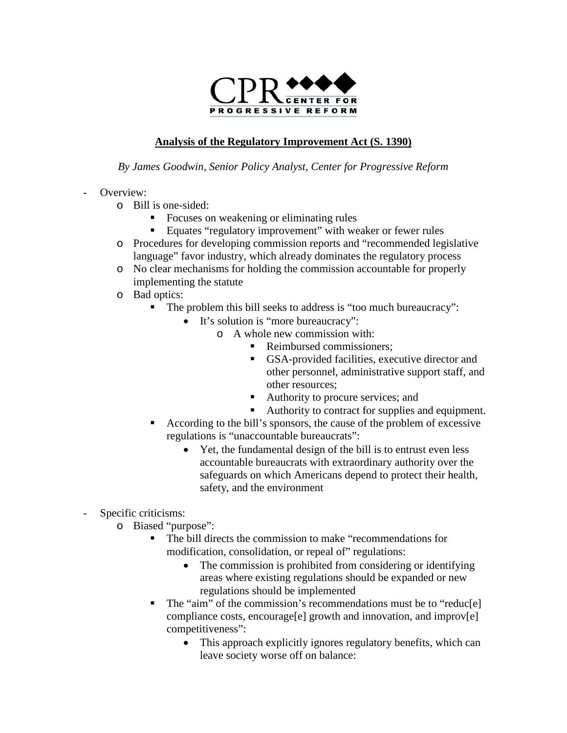CPR CENTER FOR PROGRESSIVE REFORM

**Analysis of the Regulatory Improvement Act (S. 1390)**

*By James Goodwin, Senior Policy Analyst, Center for Progressive Reform*

- Overview:
  - Bill is one-sided:
    - Focuses on weakening or eliminating rules
    - Equates "regulatory improvement" with weaker or fewer rules
  - Procedures for developing commission reports and "recommended legislative language" favor industry, which already dominates the regulatory process
  - No clear mechanisms for holding the commission accountable for properly implementing the statute
  - Bad optics:
    - The problem this bill seeks to address is "too much bureaucracy":
      - It's solution is "more bureaucracy":
        - A whole new commission with:
          - Reimbursed commissioners;
          - GSA-provided facilities, executive director and other personnel, administrative support staff, and other resources;
          - Authority to procure services; and
          - Authority to contract for supplies and equipment.
    - According to the bill's sponsors, the cause of the problem of excessive regulations is "unaccountable bureaucrats":
      - Yet, the fundamental design of the bill is to entrust even less accountable bureaucrats with extraordinary authority over the safeguards on which Americans depend to protect their health, safety, and the environment

- Specific criticisms:
  - Biased "purpose":
    - The bill directs the commission to make "recommendations for modification, consolidation, or repeal of" regulations:
      - The commission is prohibited from considering or identifying areas where existing regulations should be expanded or new regulations should be implemented
    - The "aim" of the commission's recommendations must be to "reduc[e] compliance costs, encourag[e] growth and innovation, and improv[e] competitiveness":
      - This approach explicitly ignores regulatory benefits, which can leave society worse off on balance: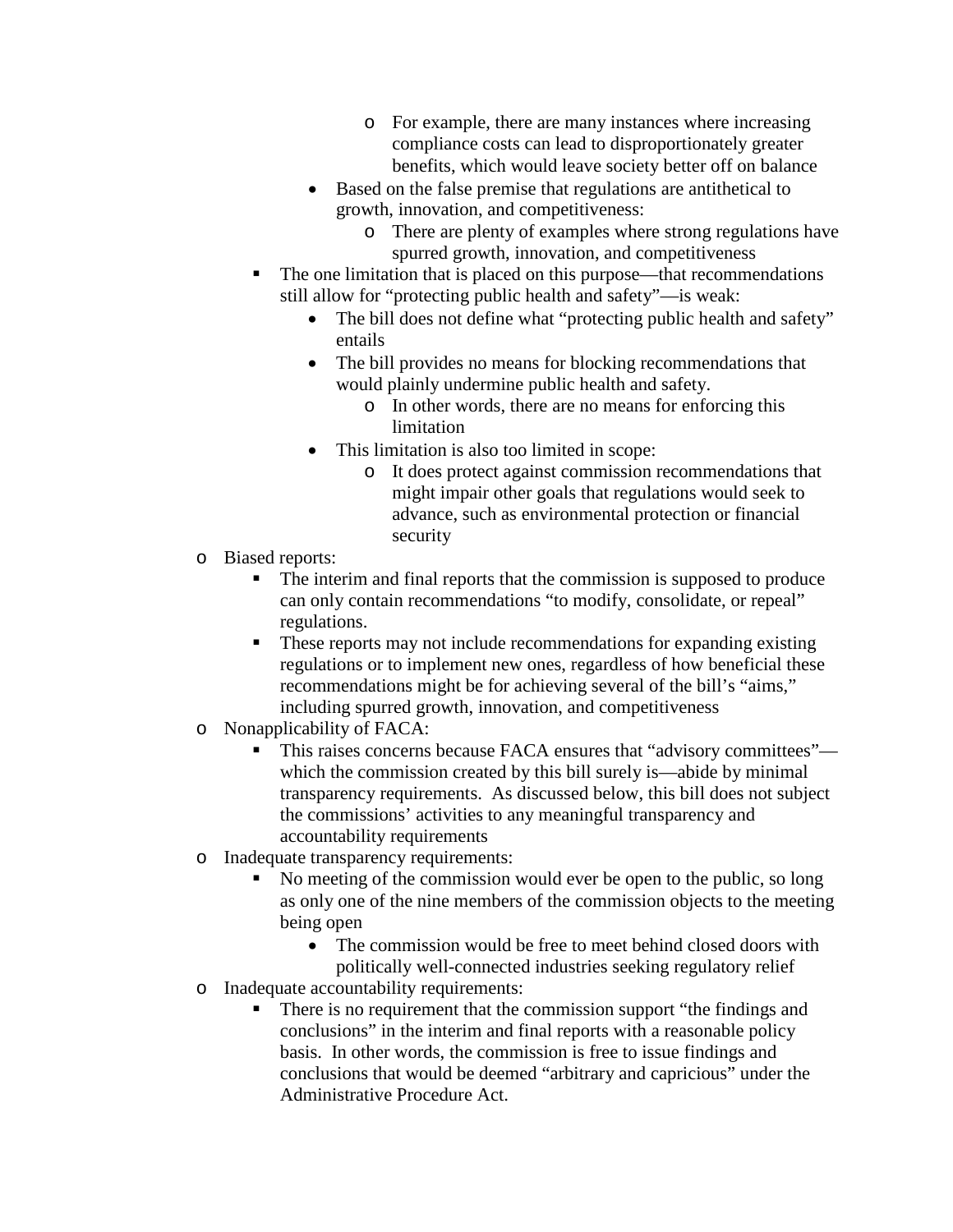- For example, there are many instances where increasing compliance costs can lead to disproportionately greater benefits, which would leave society better off on balance
    - Based on the false premise that regulations are antithetical to growth, innovation, and competitiveness:
      - There are plenty of examples where strong regulations have spurred growth, innovation, and competitiveness
  - The one limitation that is placed on this purpose—that recommendations still allow for "protecting public health and safety"—is weak:
    - The bill does not define what "protecting public health and safety" entails
    - The bill provides no means for blocking recommendations that would plainly undermine public health and safety.
      - In other words, there are no means for enforcing this limitation
    - This limitation is also too limited in scope:
      - It does protect against commission recommendations that might impair other goals that regulations would seek to advance, such as environmental protection or financial security
- Biased reports:
  - The interim and final reports that the commission is supposed to produce can only contain recommendations "to modify, consolidate, or repeal" regulations.
  - These reports may not include recommendations for expanding existing regulations or to implement new ones, regardless of how beneficial these recommendations might be for achieving several of the bill's "aims," including spurred growth, innovation, and competitiveness
- Nonapplicability of FACA:
  - This raises concerns because FACA ensures that "advisory committees"—which the commission created by this bill surely is—abide by minimal transparency requirements. As discussed below, this bill does not subject the commissions' activities to any meaningful transparency and accountability requirements
- Inadequate transparency requirements:
  - No meeting of the commission would ever be open to the public, so long as only one of the nine members of the commission objects to the meeting being open
    - The commission would be free to meet behind closed doors with politically well-connected industries seeking regulatory relief
- Inadequate accountability requirements:
  - There is no requirement that the commission support "the findings and conclusions" in the interim and final reports with a reasonable policy basis. In other words, the commission is free to issue findings and conclusions that would be deemed "arbitrary and capricious" under the Administrative Procedure Act.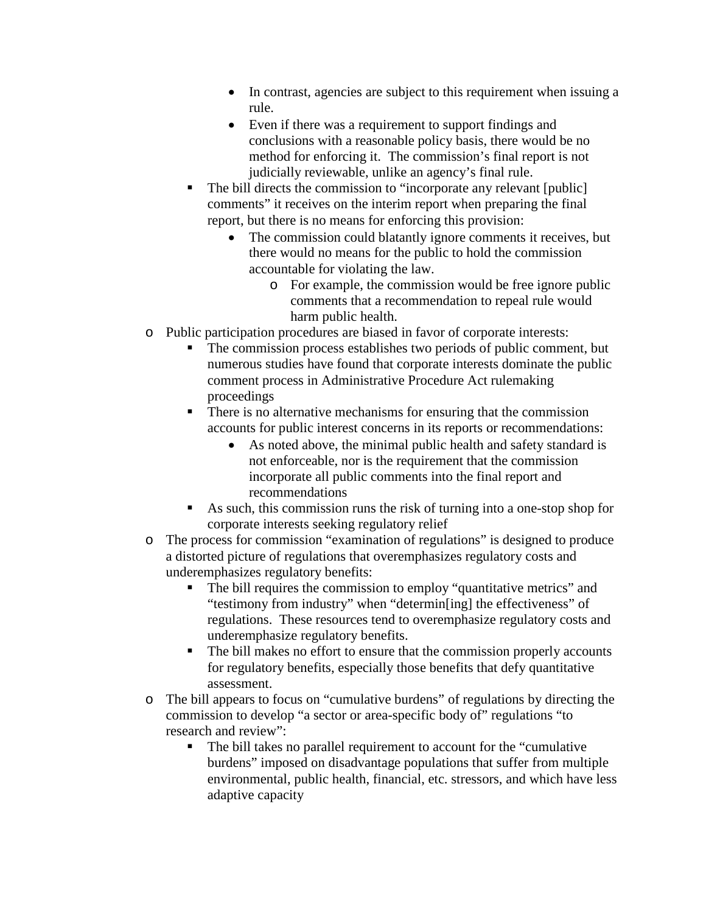- In contrast, agencies are subject to this requirement when issuing a rule.
        - Even if there was a requirement to support findings and conclusions with a reasonable policy basis, there would be no method for enforcing it. The commission's final report is not judicially reviewable, unlike an agency's final rule.
    - The bill directs the commission to "incorporate any relevant [public] comments" it receives on the interim report when preparing the final report, but there is no means for enforcing this provision:
        - The commission could blatantly ignore comments it receives, but there would no means for the public to hold the commission accountable for violating the law.
            - For example, the commission would be free ignore public comments that a recommendation to repeal rule would harm public health.
- Public participation procedures are biased in favor of corporate interests:
    - The commission process establishes two periods of public comment, but numerous studies have found that corporate interests dominate the public comment process in Administrative Procedure Act rulemaking proceedings
    - There is no alternative mechanisms for ensuring that the commission accounts for public interest concerns in its reports or recommendations:
        - As noted above, the minimal public health and safety standard is not enforceable, nor is the requirement that the commission incorporate all public comments into the final report and recommendations
    - As such, this commission runs the risk of turning into a one-stop shop for corporate interests seeking regulatory relief
- The process for commission "examination of regulations" is designed to produce a distorted picture of regulations that overemphasizes regulatory costs and underemphasizes regulatory benefits:
    - The bill requires the commission to employ "quantitative metrics" and "testimony from industry" when "determin[ing] the effectiveness" of regulations. These resources tend to overemphasize regulatory costs and underemphasize regulatory benefits.
    - The bill makes no effort to ensure that the commission properly accounts for regulatory benefits, especially those benefits that defy quantitative assessment.
- The bill appears to focus on "cumulative burdens" of regulations by directing the commission to develop "a sector or area-specific body of" regulations "to research and review":
    - The bill takes no parallel requirement to account for the "cumulative burdens" imposed on disadvantage populations that suffer from multiple environmental, public health, financial, etc. stressors, and which have less adaptive capacity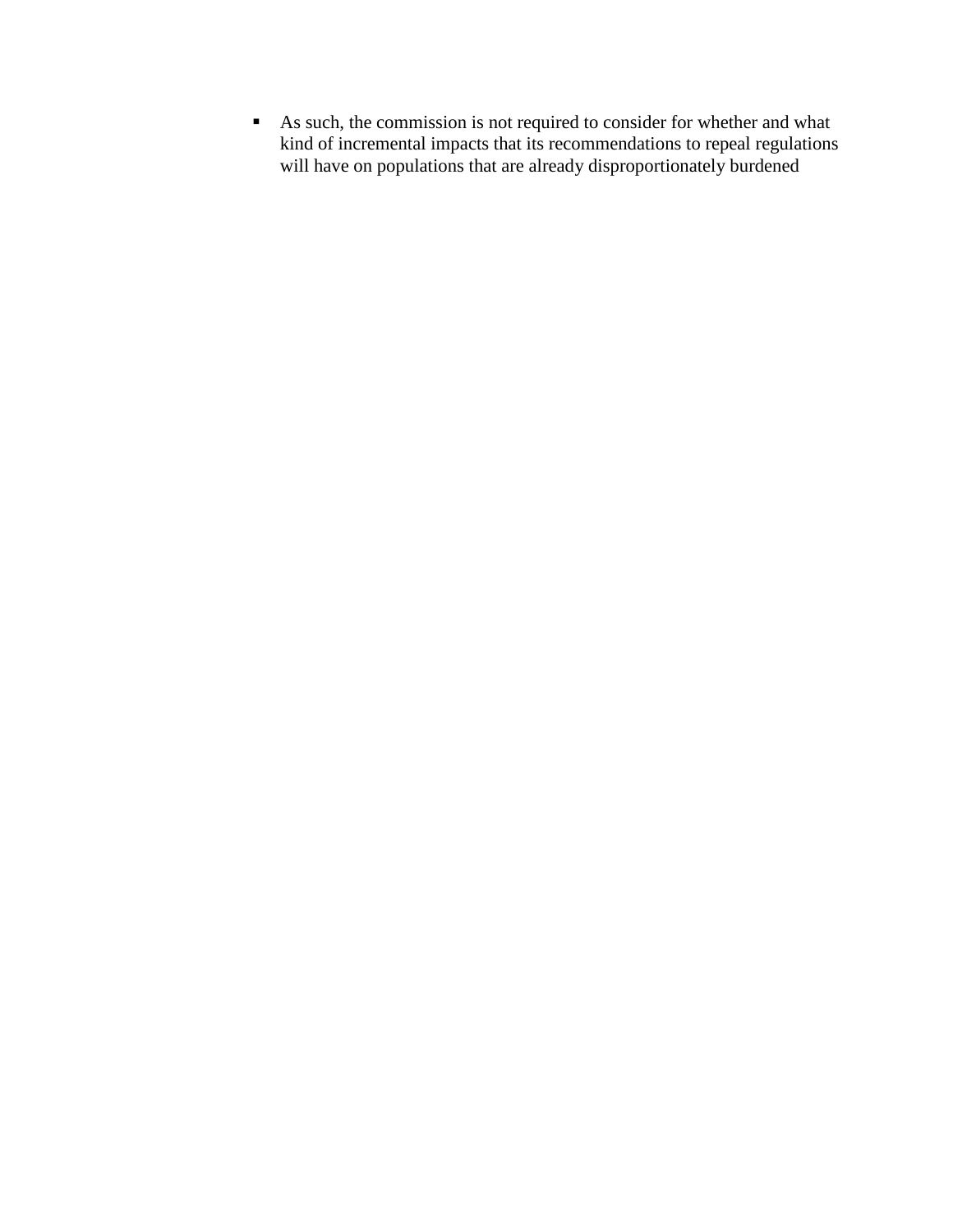- As such, the commission is not required to consider for whether and what kind of incremental impacts that its recommendations to repeal regulations will have on populations that are already disproportionately burdened